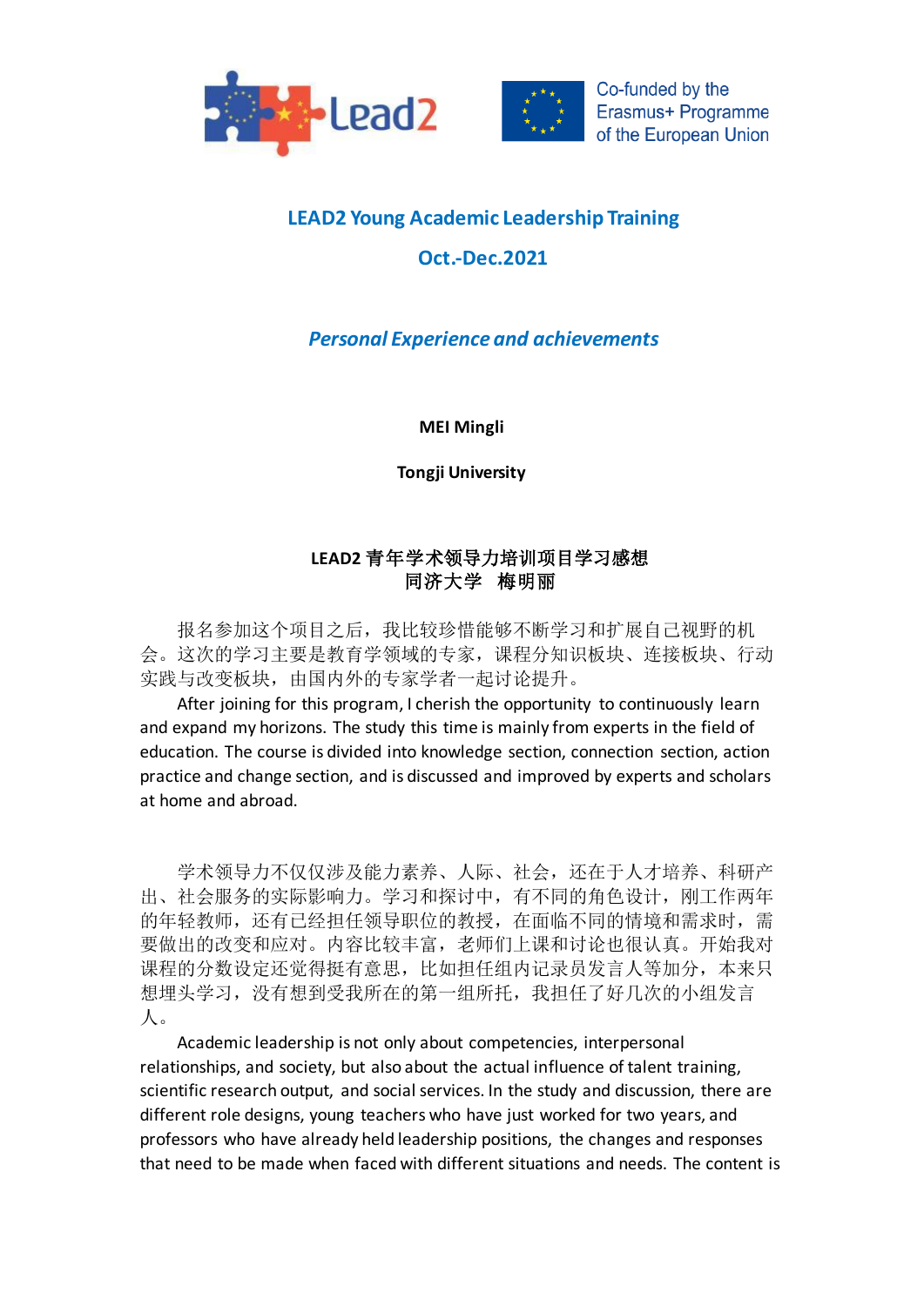Lead2

Co-funded by the Erasmus+ Programme of the European Union

# LEAD2 Young Academic Leadership Training

## Oct.-Dec.2021

### *Personal Experience and achievements*

**MEI Mingli**

**Tongji University**

**LEAD2 青年学术领导力培训项目学习感想**
**同济大学　梅明丽**

报名参加这个项目之后，我比较珍惜能够不断学习和扩展自己视野的机会。这次的学习主要是教育学领域的专家，课程分知识板块、连接板块、行动实践与改变板块，由国内外的专家学者一起讨论提升。

After joining for this program, I cherish the opportunity to continuously learn and expand my horizons. The study this time is mainly from experts in the field of education. The course is divided into knowledge section, connection section, action practice and change section, and is discussed and improved by experts and scholars at home and abroad.

学术领导力不仅仅涉及能力素养、人际、社会，还在于人才培养、科研产出、社会服务的实际影响力。学习和探讨中，有不同的角色设计，刚工作两年的年轻教师，还有已经担任领导职位的教授，在面临不同的情境和需求时，需要做出的改变和应对。内容比较丰富，老师们上课和讨论也很认真。开始我对课程的分数设定还觉得挺有意思，比如担任组内记录员发言人等加分，本来只想埋头学习，没有想到受我所在的第一组所托，我担任了好几次的小组发言人。

Academic leadership is not only about competencies, interpersonal relationships, and society, but also about the actual influence of talent training, scientific research output, and social services. In the study and discussion, there are different role designs, young teachers who have just worked for two years, and professors who have already held leadership positions, the changes and responses that need to be made when faced with different situations and needs. The content is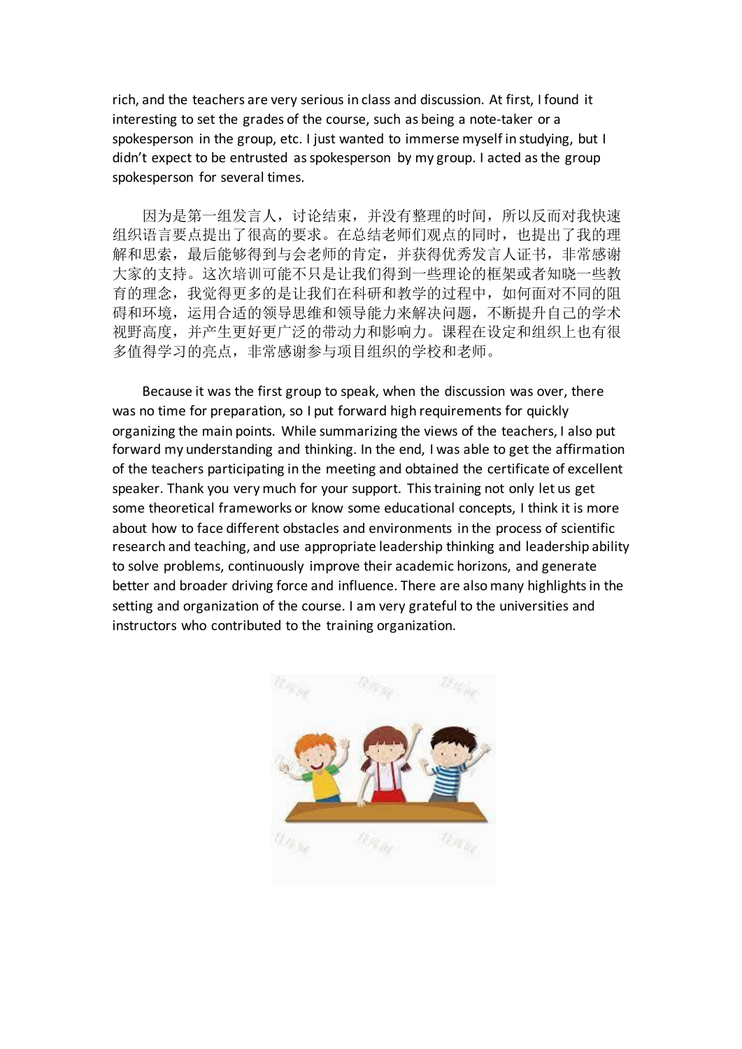rich, and the teachers are very serious in class and discussion. At first, I found it interesting to set the grades of the course, such as being a note-taker or a spokesperson in the group, etc. I just wanted to immerse myself in studying, but I didn't expect to be entrusted as spokesperson by my group. I acted as the group spokesperson for several times.

因为是第一组发言人，讨论结束，并没有整理的时间，所以反而对我快速组织语言要点提出了很高的要求。在总结老师们观点的同时，也提出了我的理解和思索，最后能够得到与会老师的肯定，并获得优秀发言人证书，非常感谢大家的支持。这次培训可能不只是让我们得到一些理论的框架或者知晓一些教育的理念，我觉得更多的是让我们在科研和教学的过程中，如何面对不同的阻碍和环境，运用合适的领导思维和领导能力来解决问题，不断提升自己的学术视野高度，并产生更好更广泛的带动力和影响力。课程在设定和组织上也有很多值得学习的亮点，非常感谢参与项目组织的学校和老师。

Because it was the first group to speak, when the discussion was over, there was no time for preparation, so I put forward high requirements for quickly organizing the main points. While summarizing the views of the teachers, I also put forward my understanding and thinking. In the end, I was able to get the affirmation of the teachers participating in the meeting and obtained the certificate of excellent speaker. Thank you very much for your support. This training not only let us get some theoretical frameworks or know some educational concepts, I think it is more about how to face different obstacles and environments in the process of scientific research and teaching, and use appropriate leadership thinking and leadership ability to solve problems, continuously improve their academic horizons, and generate better and broader driving force and influence. There are also many highlights in the setting and organization of the course. I am very grateful to the universities and instructors who contributed to the training organization.